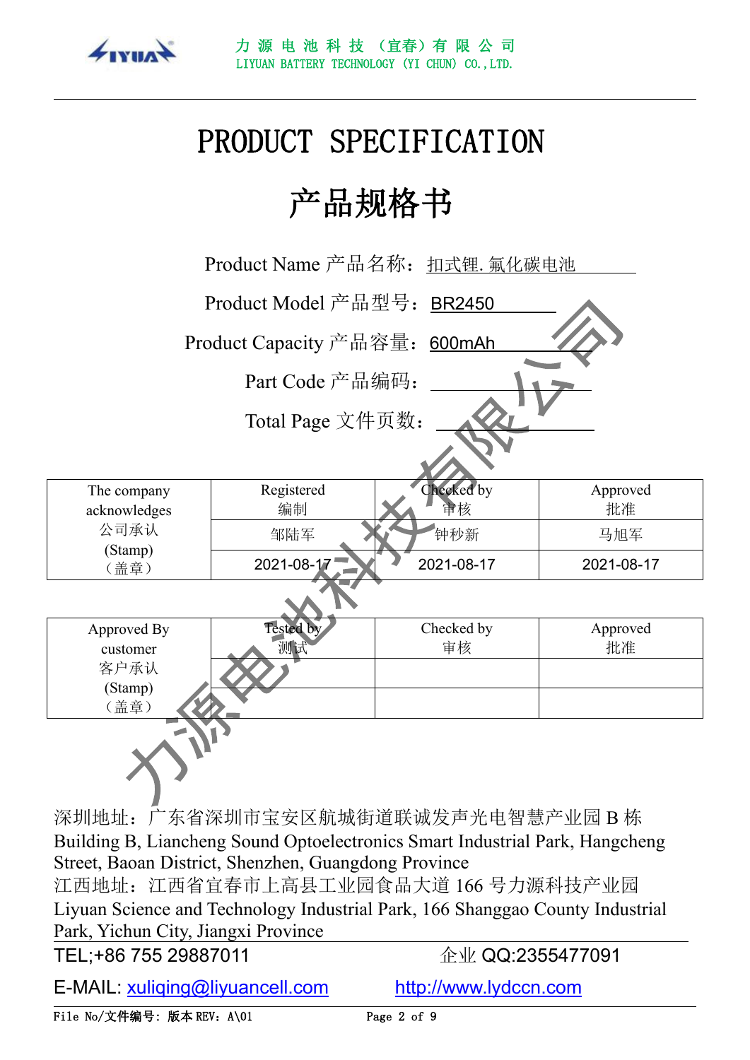力 源 电 池 科 技 （宜春）有 限 公 司
LIYUAN BATTERY TECHNOLOGY (YI CHUN) CO.,LTD.

# PRODUCT SPECIFICATION

# 产品规格书

Product Name 产品名称：扣式锂.氟化碳电池

Product Model 产品型号：BR2450

Product Capacity 产品容量：600mAh

Part Code 产品编码：

Total Page 文件页数：

| The company acknowledges 公司承认 (Stamp)（盖章） | Registered 编制 | Checked by 审核 | Approved 批准 |
|---|---|---|---|
| | 邹陆军 | 钟秒新 | 马旭军 |
| | 2021-08-17 | 2021-08-17 | 2021-08-17 |

| Approved By customer 客户承认 (Stamp)（盖章） | Tested by 测试 | Checked by 审核 | Approved 批准 |
|---|---|---|---|
| | | | |
| | | | |

深圳地址：广东省深圳市宝安区航城街道联诚发声光电智慧产业园 B 栋
Building B, Liancheng Sound Optoelectronics Smart Industrial Park, Hangcheng Street, Baoan District, Shenzhen, Guangdong Province
江西地址：江西省宜春市上高县工业园食品大道 166 号力源科技产业园
Liyuan Science and Technology Industrial Park, 166 Shanggao County Industrial Park, Yichun City, Jiangxi Province

TEL;+86 755 29887011 企业 QQ:2355477091

E-MAIL: xuliqing@liyuancell.com http://www.lydccn.com

File No/文件编号：版本 REV：A\01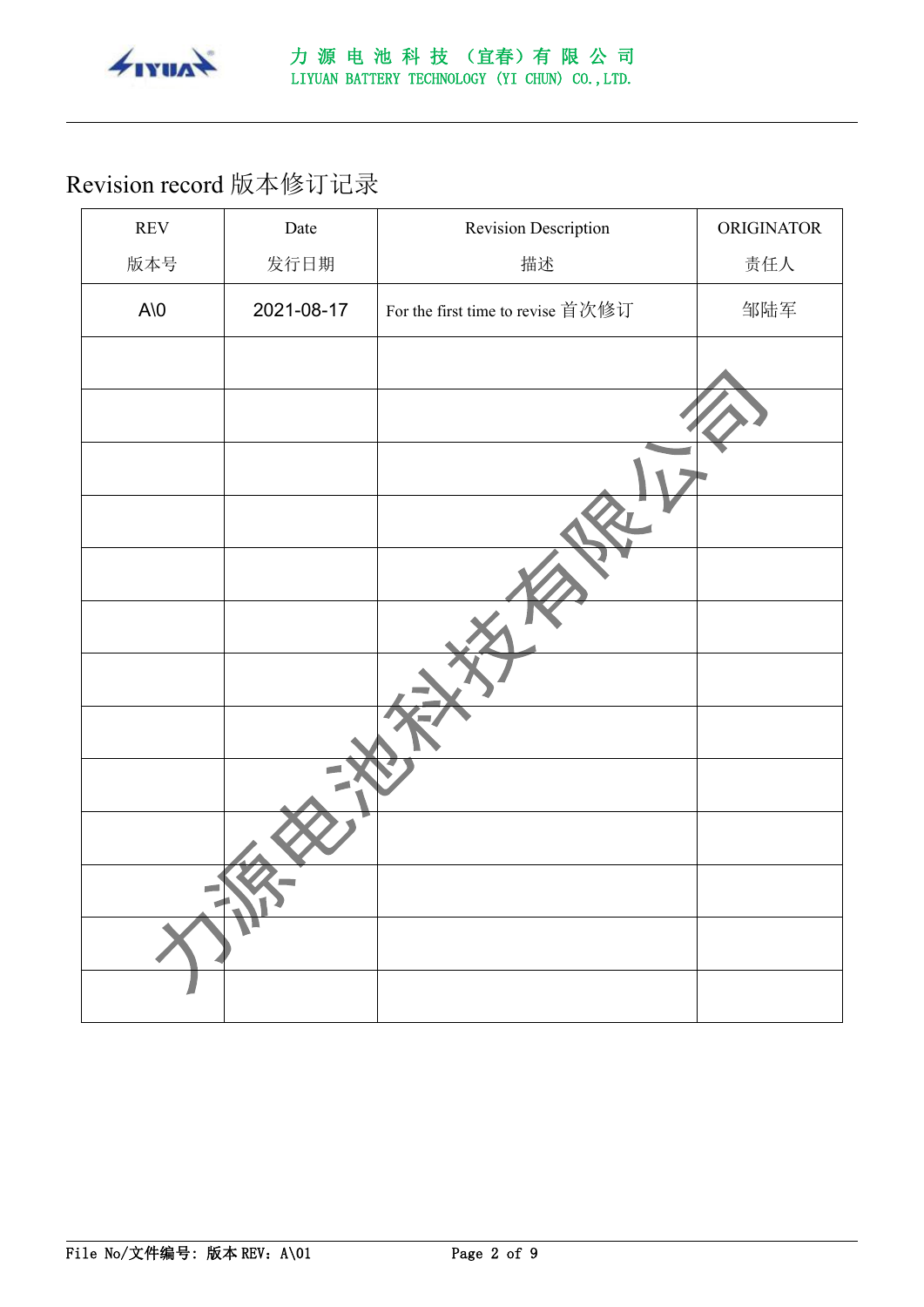# Revision record 版本修订记录

| REV<br>版本号 | Date<br>发行日期 | Revision Description<br>描述 | ORIGINATOR<br>责任人 |
|---|---|---|---|
| A\0 | 2021-08-17 | For the first time to revise 首次修订 | 邹陆军 |
| | | | |
| | | | |
| | | | |
| | | | |
| | | | |
| | | | |
| | | | |
| | | | |
| | | | |
| | | | |
| | | | |
| | | | |
| | | | |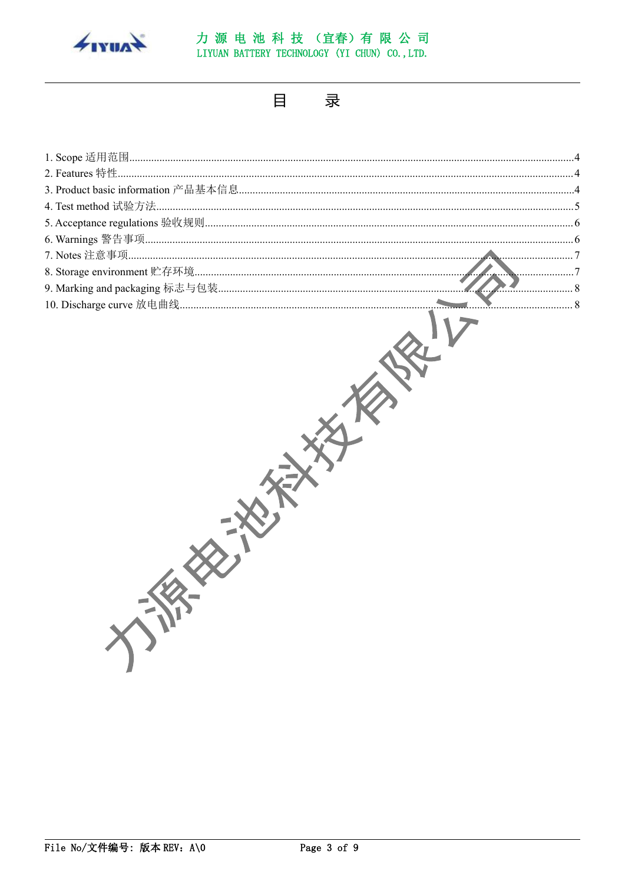# 目　　录

1. Scope 适用范围.....4
2. Features 特性.....4
3. Product basic information 产品基本信息.....4
4. Test method 试验方法.....5
5. Acceptance regulations 验收规则.....6
6. Warnings 警告事项.....6
7. Notes 注意事项.....7
8. Storage environment 贮存环境.....7
9. Marking and packaging 标志与包装.....8
10. Discharge curve 放电曲线.....8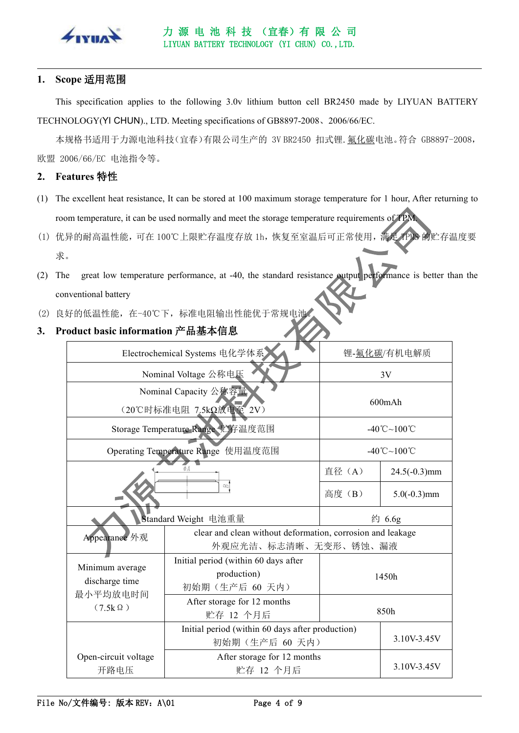## 1. Scope 适用范围

This specification applies to the following 3.0v lithium button cell BR2450 made by LIYUAN BATTERY TECHNOLOGY(YI CHUN)., LTD. Meeting specifications of GB8897-2008、2006/66/EC.

本规格书适用于力源电池科技(宜春)有限公司生产的 3V BR2450 扣式锂.氟化碳电池。符合 GB8897-2008，欧盟 2006/66/EC 电池指令等。

## 2. Features 特性

(1) The excellent heat resistance, It can be stored at 100 maximum storage temperature for 1 hour, After returning to room temperature, it can be used normally and meet the storage temperature requirements of TPM.

(1) 优异的耐高温性能，可在 100℃上限贮存温度存放 1h，恢复至室温后可正常使用，满足 TPMS 的贮存温度要求。

(2) The great low temperature performance, at -40, the standard resistance output performance is better than the conventional battery

(2) 良好的低温性能，在-40℃下，标准电阻输出性能优于常规电池。

## 3. Product basic information 产品基本信息

| Item | | | |
|---|---|---|---|
| Electrochemical Systems 电化学体系 | | 锂-氟化碳/有机电解质 | |
| Nominal Voltage 公称电压 | | 3V | |
| Nominal Capacity 公称容量<br>（20℃时标准电阻 7.5kΩ放电至 2V） | | 600mAh | |
| Storage Temperature Range 贮存温度范围 | | -40℃~100℃ | |
| Operating Temperature Range 使用温度范围 | | -40℃~100℃ | |
| (Dimension drawing: ØA, B) | | 直径（A） | 24.5(-0.3)mm |
| | | 高度（B） | 5.0(-0.3)mm |
| Standard Weight 电池重量 | | 约 6.6g | |
| Appearance 外观 | clear and clean without deformation, corrosion and leakage<br>外观应光洁、标志清晰、无变形、锈蚀、漏液 | | |
| Minimum average discharge time 最小平均放电时间（7.5kΩ） | Initial period (within 60 days after production)<br>初始期（生产后 60 天内） | 1450h | |
| | After storage for 12 months<br>贮存 12 个月后 | 850h | |
| Open-circuit voltage 开路电压 | Initial period (within 60 days after production)<br>初始期（生产后 60 天内） | | 3.10V-3.45V |
| | After storage for 12 months<br>贮存 12 个月后 | | 3.10V-3.45V |

File No/文件编号：版本 REV：A\01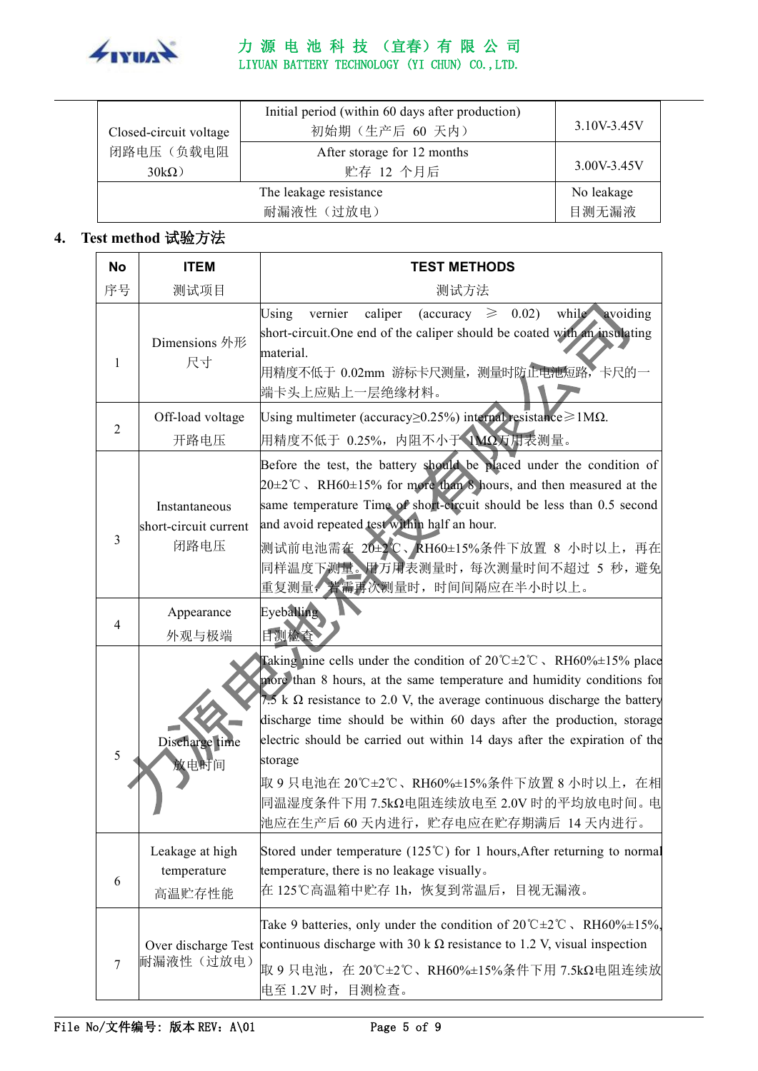| | | |
|---|---|---|
| Closed-circuit voltage<br>闭路电压（负载电阻 30kΩ） | Initial period (within 60 days after production)<br>初始期（生产后 60 天内） | 3.10V-3.45V |
| | After storage for 12 months<br>贮存 12 个月后 | 3.00V-3.45V |
| The leakage resistance<br>耐漏液性（过放电） | | No leakage<br>目测无漏液 |

## 4. Test method 试验方法

| No<br>序号 | ITEM<br>测试项目 | TEST METHODS<br>测试方法 |
|---|---|---|
| 1 | Dimensions 外形尺寸 | Using vernier caliper (accuracy ≥ 0.02) while avoiding short-circuit.One end of the caliper should be coated with an insulating material.<br>用精度不低于 0.02mm 游标卡尺测量，测量时防止电池短路，卡尺的一端卡头上应贴上一层绝缘材料。 |
| 2 | Off-load voltage<br>开路电压 | Using multimeter (accuracy≥0.25%) internal resistance≥1MΩ.<br>用精度不低于 0.25%，内阻不小于 1MΩ万用表测量。 |
| 3 | Instantaneous short-circuit current<br>闭路电压 | Before the test, the battery should be placed under the condition of 20±2℃、RH60±15% for more than 8 hours, and then measured at the same temperature Time of short-circuit should be less than 0.5 second and avoid repeated test within half an hour.<br>测试前电池需在 20±2℃、RH60±15%条件下放置 8 小时以上，再在同样温度下测量。用万用表测量时，每次测量时间不超过 5 秒，避免重复测量，若需再次测量时，时间间隔应在半小时以上。 |
| 4 | Appearance<br>外观与极端 | Eyeballing<br>目测检查 |
| 5 | Discharge time<br>放电时间 | Taking nine cells under the condition of 20℃±2℃、RH60%±15% place more than 8 hours, at the same temperature and humidity conditions for 7.5 k Ω resistance to 2.0 V, the average continuous discharge the battery discharge time should be within 60 days after the production, storage electric should be carried out within 14 days after the expiration of the storage<br>取 9 只电池在 20℃±2℃、RH60%±15%条件下放置 8 小时以上，在相同温湿度条件下用 7.5kΩ电阻连续放电至 2.0V 时的平均放电时间。电池应在生产后 60 天内进行，贮存电应在贮存期满后 14 天内进行。 |
| 6 | Leakage at high temperature<br>高温贮存性能 | Stored under temperature (125℃) for 1 hours,After returning to normal temperature, there is no leakage visually。<br>在 125℃高温箱中贮存 1h，恢复到常温后，目视无漏液。 |
| 7 | Over discharge Test<br>耐漏液性（过放电） | Take 9 batteries, only under the condition of 20℃±2℃、RH60%±15%, continuous discharge with 30 k Ω resistance to 1.2 V, visual inspection<br>取 9 只电池，在 20℃±2℃、RH60%±15%条件下用 7.5kΩ电阻连续放电至 1.2V 时，目测检查。 |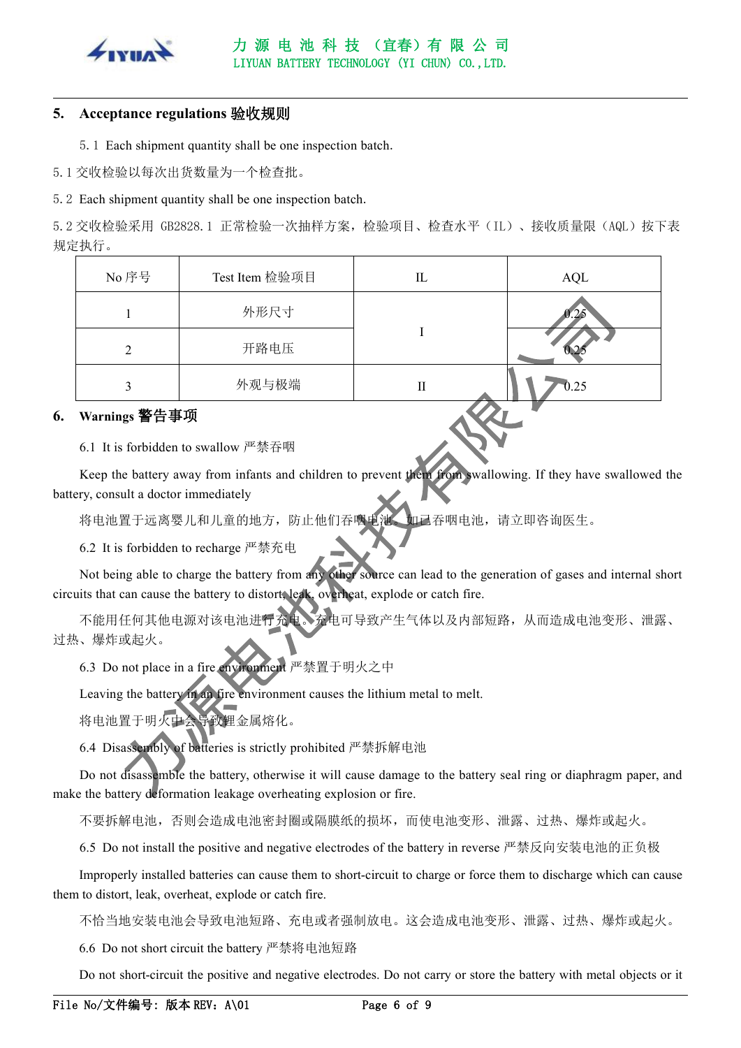## 5. Acceptance regulations 验收规则

5.1 Each shipment quantity shall be one inspection batch.

5.1 交收检验以每次出货数量为一个检查批。

5.2 Each shipment quantity shall be one inspection batch.

5.2 交收检验采用 GB2828.1 正常检验一次抽样方案，检验项目、检查水平（IL）、接收质量限（AQL）按下表规定执行。

| No 序号 | Test Item 检验项目 | IL | AQL |
|---|---|---|---|
| 1 | 外形尺寸 | I | 0.25 |
| 2 | 开路电压 | | 0.25 |
| 3 | 外观与极端 | II | 0.25 |

## 6. Warnings 警告事项

6.1 It is forbidden to swallow 严禁吞咽

Keep the battery away from infants and children to prevent them from swallowing. If they have swallowed the battery, consult a doctor immediately

将电池置于远离婴儿和儿童的地方，防止他们吞咽电池。如已吞咽电池，请立即咨询医生。

6.2 It is forbidden to recharge 严禁充电

Not being able to charge the battery from any other source can lead to the generation of gases and internal short circuits that can cause the battery to distort, leak, overheat, explode or catch fire.

不能用任何其他电源对该电池进行充电。充电可导致产生气体以及内部短路，从而造成电池变形、泄露、过热、爆炸或起火。

6.3 Do not place in a fire environment 严禁置于明火之中

Leaving the battery in an fire environment causes the lithium metal to melt.

将电池置于明火中会导致锂金属熔化。

6.4 Disassembly of batteries is strictly prohibited 严禁拆解电池

Do not disassemble the battery, otherwise it will cause damage to the battery seal ring or diaphragm paper, and make the battery deformation leakage overheating explosion or fire.

不要拆解电池，否则会造成电池密封圈或隔膜纸的损坏，而使电池变形、泄露、过热、爆炸或起火。

6.5 Do not install the positive and negative electrodes of the battery in reverse 严禁反向安装电池的正负极

Improperly installed batteries can cause them to short-circuit to charge or force them to discharge which can cause them to distort, leak, overheat, explode or catch fire.

不恰当地安装电池会导致电池短路、充电或者强制放电。这会造成电池变形、泄露、过热、爆炸或起火。

6.6 Do not short circuit the battery 严禁将电池短路

Do not short-circuit the positive and negative electrodes. Do not carry or store the battery with metal objects or it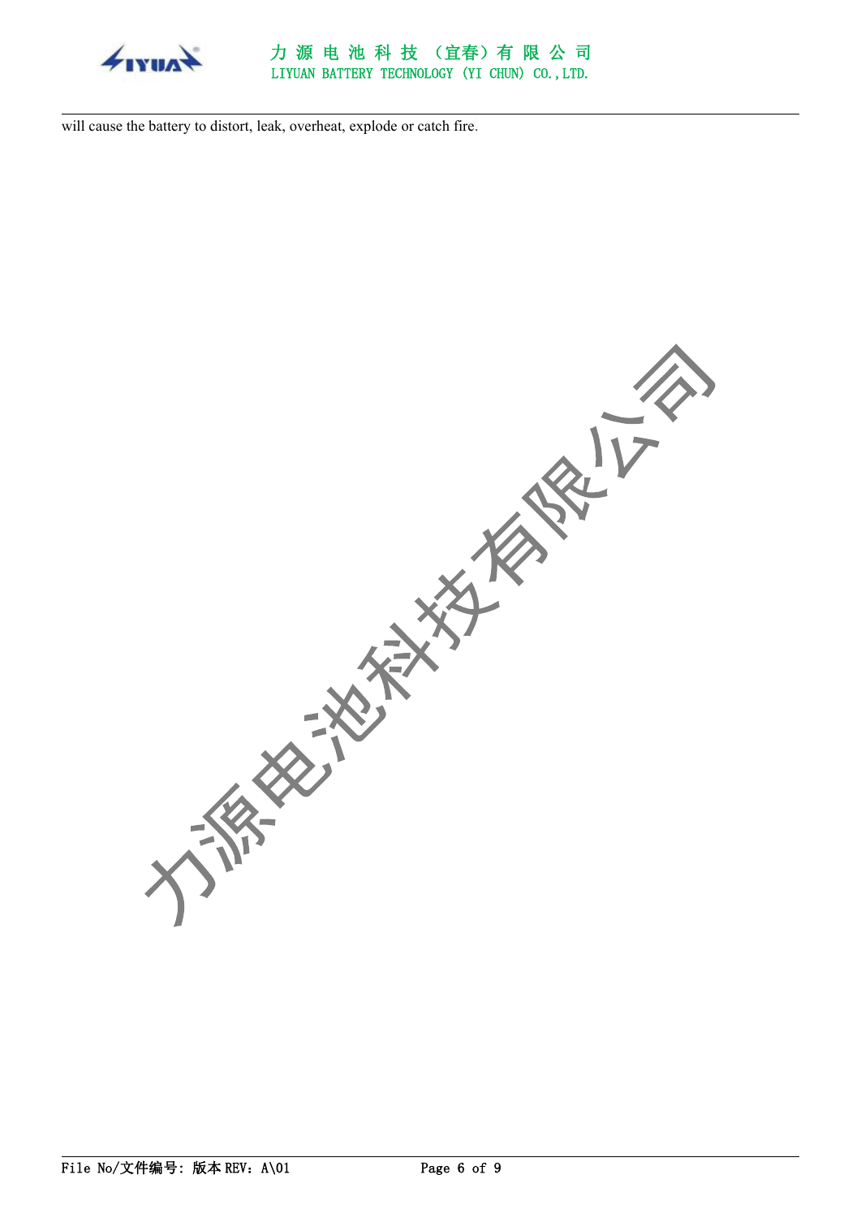will cause the battery to distort, leak, overheat, explode or catch fire.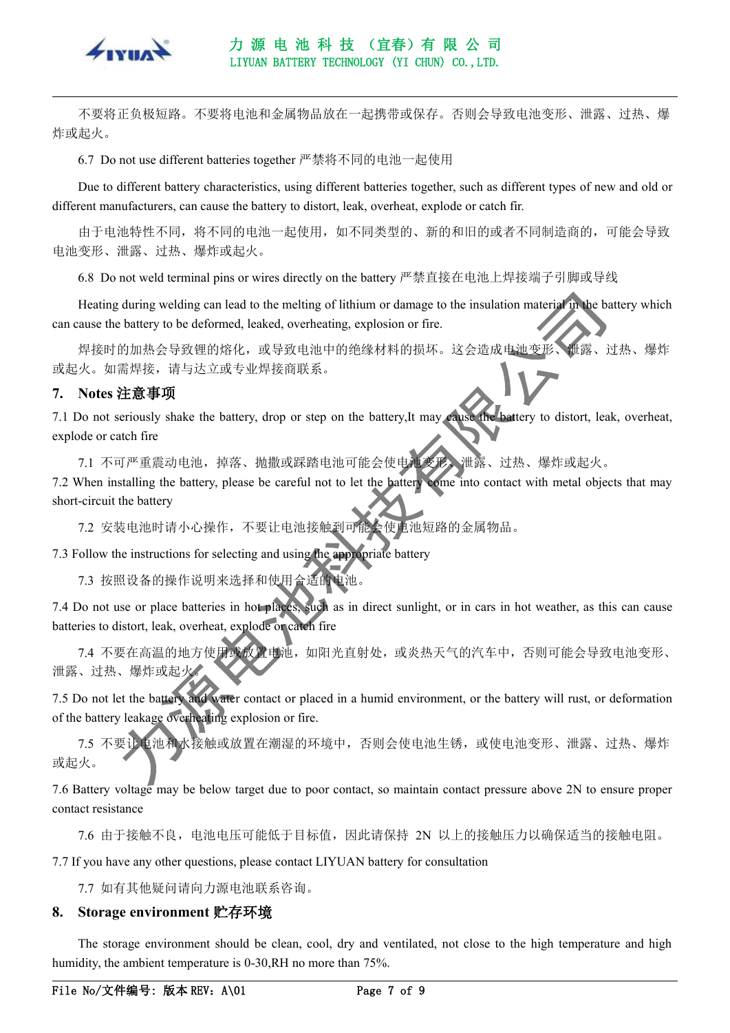不要将正负极短路。不要将电池和金属物品放在一起携带或保存。否则会导致电池变形、泄露、过热、爆炸或起火。

6.7 Do not use different batteries together 严禁将不同的电池一起使用

Due to different battery characteristics, using different batteries together, such as different types of new and old or different manufacturers, can cause the battery to distort, leak, overheat, explode or catch fir.

由于电池特性不同，将不同的电池一起使用，如不同类型的、新的和旧的或者不同制造商的，可能会导致电池变形、泄露、过热、爆炸或起火。

6.8 Do not weld terminal pins or wires directly on the battery 严禁直接在电池上焊接端子引脚或导线

Heating during welding can lead to the melting of lithium or damage to the insulation material in the battery which can cause the battery to be deformed, leaked, overheating, explosion or fire.

焊接时的加热会导致锂的熔化，或导致电池中的绝缘材料的损坏。这会造成电池变形、泄露、过热、爆炸或起火。如需焊接，请与达立或专业焊接商联系。

## 7. Notes 注意事项

7.1 Do not seriously shake the battery, drop or step on the battery,It may cause the battery to distort, leak, overheat, explode or catch fire

7.1 不可严重震动电池，掉落、抛撒或踩踏电池可能会使电池变形、泄露、过热、爆炸或起火。

7.2 When installing the battery, please be careful not to let the battery come into contact with metal objects that may short-circuit the battery

7.2 安装电池时请小心操作，不要让电池接触到可能会使电池短路的金属物品。

7.3 Follow the instructions for selecting and using the appropriate battery

7.3 按照设备的操作说明来选择和使用合适的电池。

7.4 Do not use or place batteries in hot places, such as in direct sunlight, or in cars in hot weather, as this can cause batteries to distort, leak, overheat, explode or catch fire

7.4 不要在高温的地方使用或放置电池，如阳光直射处，或炎热天气的汽车中，否则可能会导致电池变形、泄露、过热、爆炸或起火。

7.5 Do not let the battery and water contact or placed in a humid environment, or the battery will rust, or deformation of the battery leakage overheating explosion or fire.

7.5 不要让电池和水接触或放置在潮湿的环境中，否则会使电池生锈，或使电池变形、泄露、过热、爆炸或起火。

7.6 Battery voltage may be below target due to poor contact, so maintain contact pressure above 2N to ensure proper contact resistance

7.6 由于接触不良，电池电压可能低于目标值，因此请保持 2N 以上的接触压力以确保适当的接触电阻。

7.7 If you have any other questions, please contact LIYUAN battery for consultation

7.7 如有其他疑问请向力源电池联系咨询。

## 8. Storage environment 贮存环境

The storage environment should be clean, cool, dry and ventilated, not close to the high temperature and high humidity, the ambient temperature is 0-30,RH no more than 75%.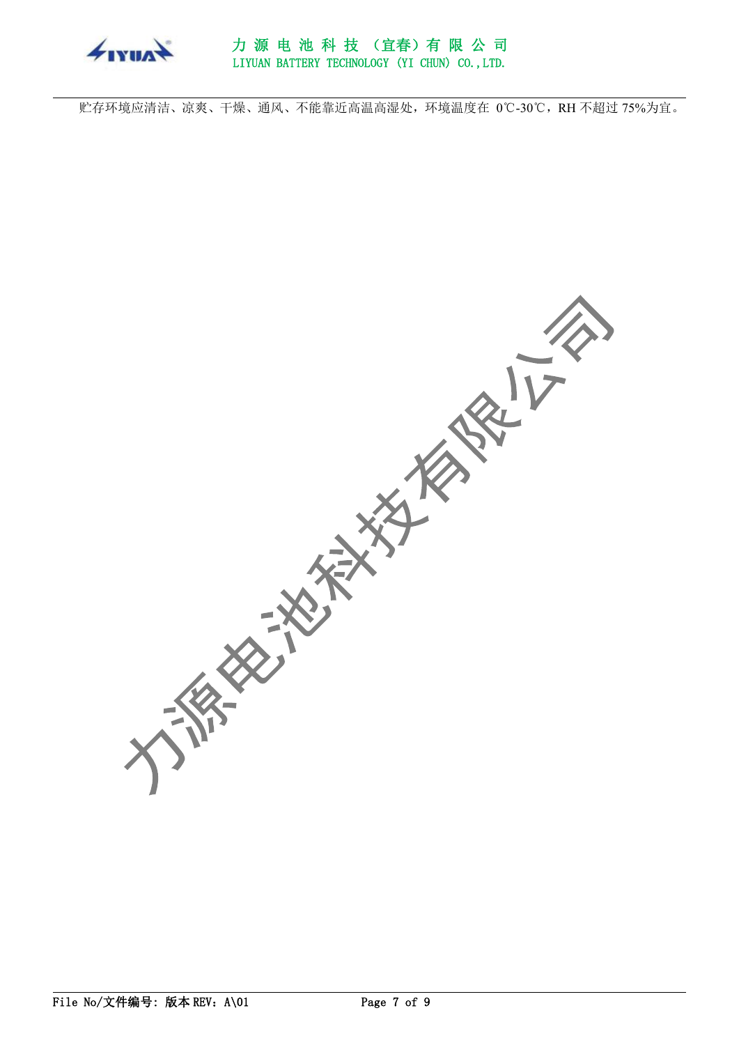贮存环境应清洁、凉爽、干燥、通风、不能靠近高温高湿处，环境温度在 0℃-30℃，RH 不超过 75%为宜。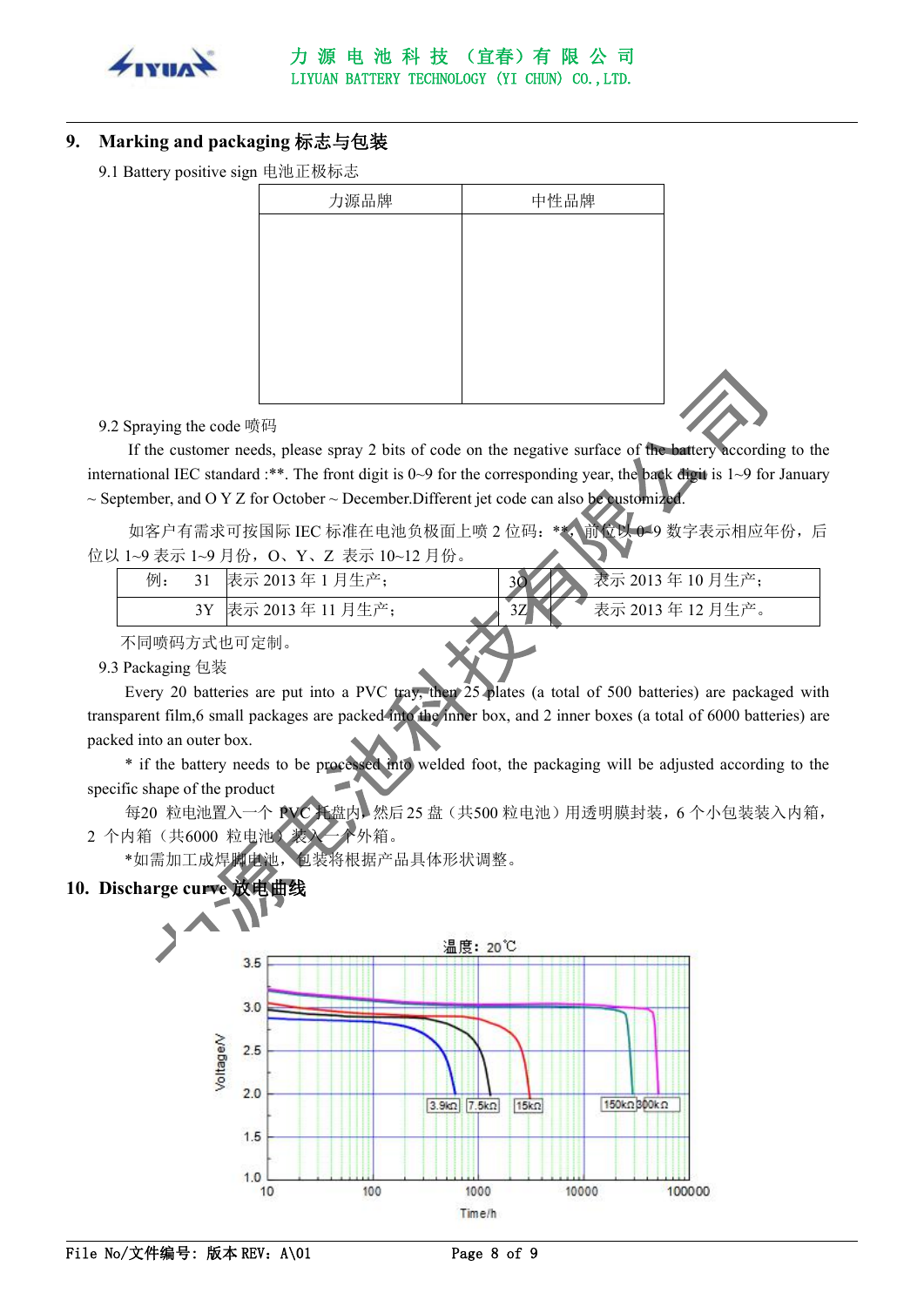## 9. Marking and packaging 标志与包装

9.1 Battery positive sign 电池正极标志

| 力源品牌 | 中性品牌 |
| --- | --- |
| | |

9.2 Spraying the code 喷码

If the customer needs, please spray 2 bits of code on the negative surface of the battery according to the international IEC standard :**. The front digit is 0~9 for the corresponding year, the back digit is 1~9 for January ~ September, and O Y Z for October ~ December.Different jet code can also be customized.

如客户有需求可按国际 IEC 标准在电池负极面上喷 2 位码：**，前位以 0~9 数字表示相应年份，后位以 1~9 表示 1~9 月份，O、Y、Z 表示 10~12 月份。

| 例： 31 | 表示 2013 年 1 月生产； | 3O | 表示 2013 年 10 月生产； |
| --- | --- | --- | --- |
| 3Y | 表示 2013 年 11 月生产； | 3Z | 表示 2013 年 12 月生产。 |

不同喷码方式也可定制。

9.3 Packaging 包装

Every 20 batteries are put into a PVC tray, then 25 plates (a total of 500 batteries) are packaged with transparent film,6 small packages are packed into the inner box, and 2 inner boxes (a total of 6000 batteries) are packed into an outer box.

* if the battery needs to be processed into welded foot, the packaging will be adjusted according to the specific shape of the product

每20 粒电池置入一个 PVC 托盘内，然后25 盘（共500 粒电池）用透明膜封装，6 个小包装装入内箱，2 个内箱（共6000 粒电池）装入一个外箱。

*如需加工成焊脚电池，包装将根据产品具体形状调整。

## 10. Discharge curve 放电曲线

温度：20℃

Voltage/V: 3.5, 3.0, 2.5, 2.0, 1.5, 1.0

Time/h: 10, 100, 1000, 10000, 100000

3.9kΩ 7.5kΩ 15kΩ 150kΩ 300kΩ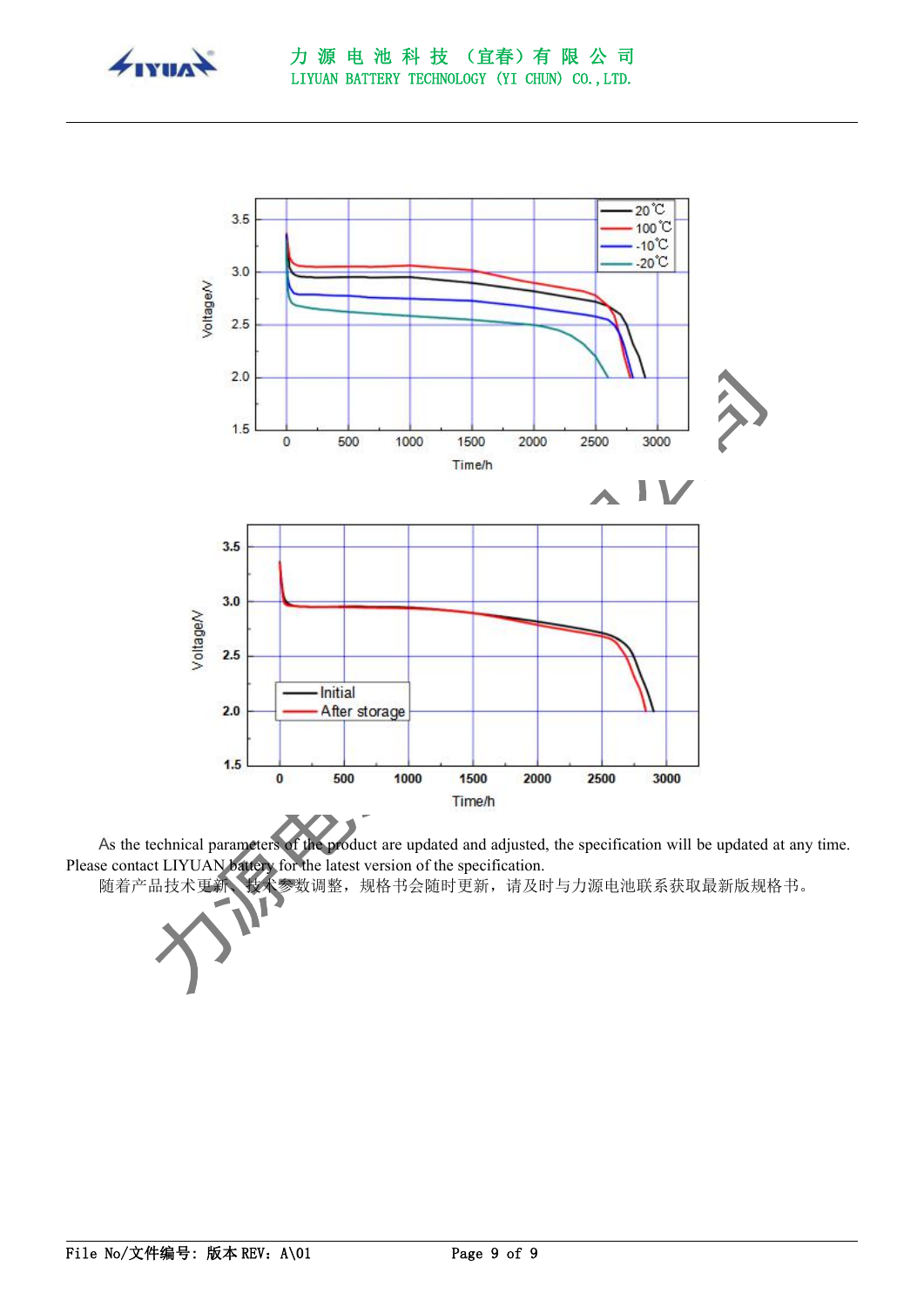3.5
3.0
2.5
2.0
1.5

Voltage/V

0 500 1000 1500 2000 2500 3000

Time/h

20℃
100℃
-10℃
-20℃

3.5
3.0
2.5
2.0
1.5

Voltage/V

0 500 1000 1500 2000 2500 3000

Time/h

Initial
After storage

As the technical parameters of the product are updated and adjusted, the specification will be updated at any time. Please contact LIYUAN battery for the latest version of the specification.

随着产品技术更新、技术参数调整，规格书会随时更新，请及时与力源电池联系获取最新版规格书。